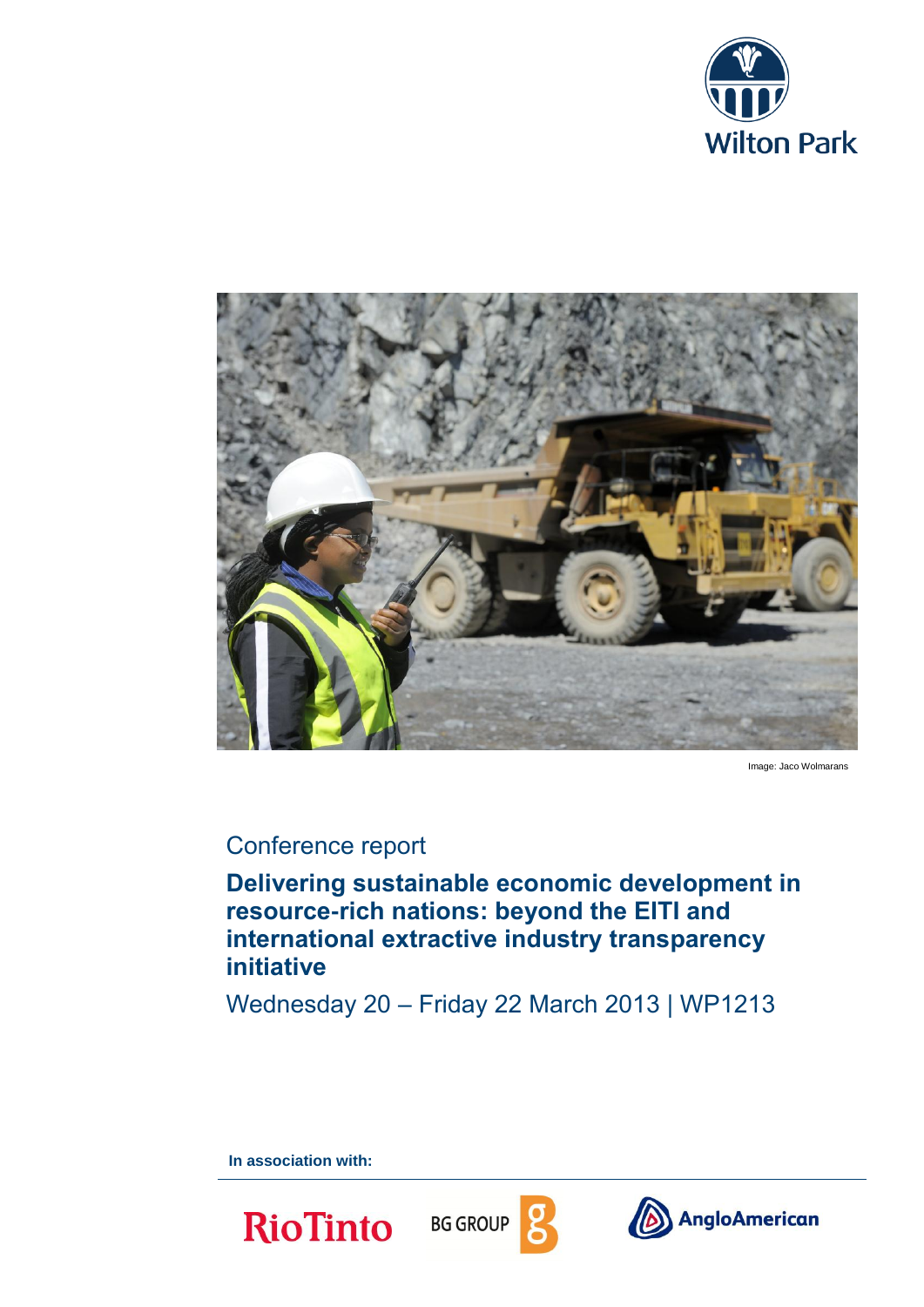Wilton Park

Image: Jaco Wolmarans

Conference report

# Delivering sustainable economic development in resource-rich nations: beyond the EITI and international extractive industry transparency initiative

Wednesday 20 – Friday 22 March 2013 | WP1213

**In association with:**

RioTinto BG GROUP AngloAmerican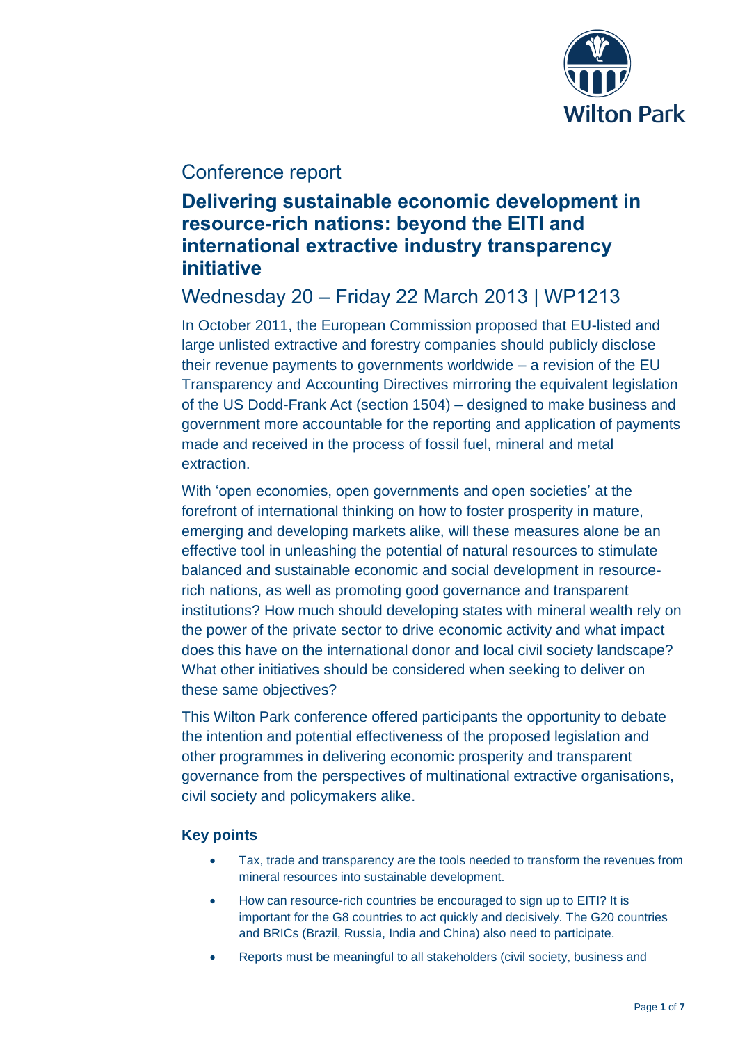Conference report

# Delivering sustainable economic development in resource-rich nations: beyond the EITI and international extractive industry transparency initiative

## Wednesday 20 – Friday 22 March 2013 | WP1213

In October 2011, the European Commission proposed that EU-listed and large unlisted extractive and forestry companies should publicly disclose their revenue payments to governments worldwide – a revision of the EU Transparency and Accounting Directives mirroring the equivalent legislation of the US Dodd-Frank Act (section 1504) – designed to make business and government more accountable for the reporting and application of payments made and received in the process of fossil fuel, mineral and metal extraction.

With 'open economies, open governments and open societies' at the forefront of international thinking on how to foster prosperity in mature, emerging and developing markets alike, will these measures alone be an effective tool in unleashing the potential of natural resources to stimulate balanced and sustainable economic and social development in resource-rich nations, as well as promoting good governance and transparent institutions? How much should developing states with mineral wealth rely on the power of the private sector to drive economic activity and what impact does this have on the international donor and local civil society landscape? What other initiatives should be considered when seeking to deliver on these same objectives?

This Wilton Park conference offered participants the opportunity to debate the intention and potential effectiveness of the proposed legislation and other programmes in delivering economic prosperity and transparent governance from the perspectives of multinational extractive organisations, civil society and policymakers alike.

### Key points

- Tax, trade and transparency are the tools needed to transform the revenues from mineral resources into sustainable development.
- How can resource-rich countries be encouraged to sign up to EITI? It is important for the G8 countries to act quickly and decisively. The G20 countries and BRICs (Brazil, Russia, India and China) also need to participate.
- Reports must be meaningful to all stakeholders (civil society, business and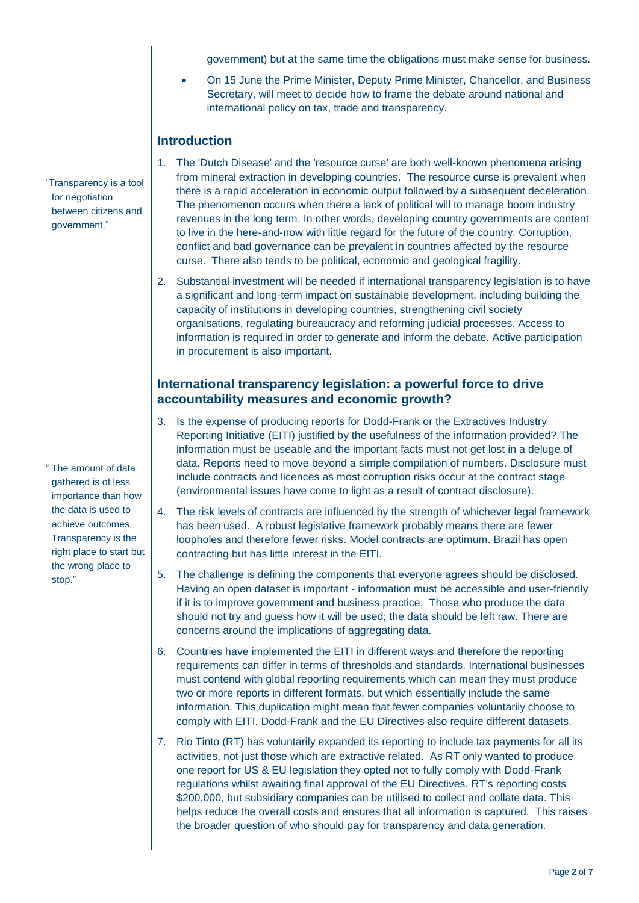government) but at the same time the obligations must make sense for business.

- On 15 June the Prime Minister, Deputy Prime Minister, Chancellor, and Business Secretary, will meet to decide how to frame the debate around national and international policy on tax, trade and transparency.

## Introduction

"Transparency is a tool for negotiation between citizens and government."

1. The 'Dutch Disease' and the 'resource curse' are both well-known phenomena arising from mineral extraction in developing countries. The resource curse is prevalent when there is a rapid acceleration in economic output followed by a subsequent deceleration. The phenomenon occurs when there a lack of political will to manage boom industry revenues in the long term. In other words, developing country governments are content to live in the here-and-now with little regard for the future of the country. Corruption, conflict and bad governance can be prevalent in countries affected by the resource curse. There also tends to be political, economic and geological fragility.

2. Substantial investment will be needed if international transparency legislation is to have a significant and long-term impact on sustainable development, including building the capacity of institutions in developing countries, strengthening civil society organisations, regulating bureaucracy and reforming judicial processes. Access to information is required in order to generate and inform the debate. Active participation in procurement is also important.

## International transparency legislation: a powerful force to drive accountability measures and economic growth?

3. Is the expense of producing reports for Dodd-Frank or the Extractives Industry Reporting Initiative (EITI) justified by the usefulness of the information provided? The information must be useable and the important facts must not get lost in a deluge of data. Reports need to move beyond a simple compilation of numbers. Disclosure must include contracts and licences as most corruption risks occur at the contract stage (environmental issues have come to light as a result of contract disclosure).

" The amount of data gathered is of less importance than how the data is used to achieve outcomes. Transparency is the right place to start but the wrong place to stop."

4. The risk levels of contracts are influenced by the strength of whichever legal framework has been used. A robust legislative framework probably means there are fewer loopholes and therefore fewer risks. Model contracts are optimum. Brazil has open contracting but has little interest in the EITI.

5. The challenge is defining the components that everyone agrees should be disclosed. Having an open dataset is important - information must be accessible and user-friendly if it is to improve government and business practice. Those who produce the data should not try and guess how it will be used; the data should be left raw. There are concerns around the implications of aggregating data.

6. Countries have implemented the EITI in different ways and therefore the reporting requirements can differ in terms of thresholds and standards. International businesses must contend with global reporting requirements which can mean they must produce two or more reports in different formats, but which essentially include the same information. This duplication might mean that fewer companies voluntarily choose to comply with EITI. Dodd-Frank and the EU Directives also require different datasets.

7. Rio Tinto (RT) has voluntarily expanded its reporting to include tax payments for all its activities, not just those which are extractive related. As RT only wanted to produce one report for US & EU legislation they opted not to fully comply with Dodd-Frank regulations whilst awaiting final approval of the EU Directives. RT's reporting costs $200,000, but subsidiary companies can be utilised to collect and collate data. This helps reduce the overall costs and ensures that all information is captured. This raises the broader question of who should pay for transparency and data generation.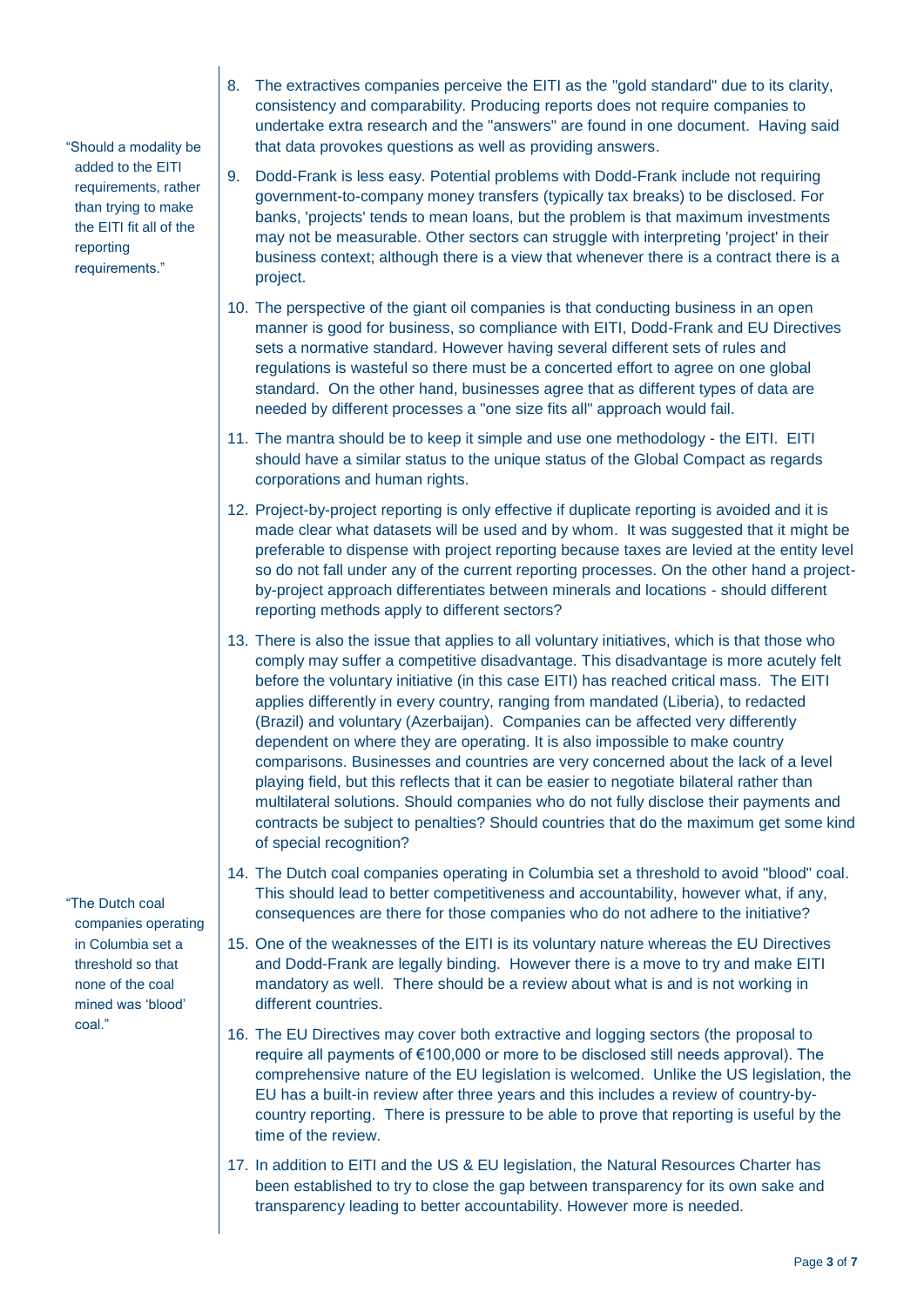> "Should a modality be added to the EITI requirements, rather than trying to make the EITI fit all of the reporting requirements."

8. The extractives companies perceive the EITI as the "gold standard" due to its clarity, consistency and comparability. Producing reports does not require companies to undertake extra research and the "answers" are found in one document. Having said that data provokes questions as well as providing answers.
9. Dodd-Frank is less easy. Potential problems with Dodd-Frank include not requiring government-to-company money transfers (typically tax breaks) to be disclosed. For banks, 'projects' tends to mean loans, but the problem is that maximum investments may not be measurable. Other sectors can struggle with interpreting 'project' in their business context; although there is a view that whenever there is a contract there is a project.
10. The perspective of the giant oil companies is that conducting business in an open manner is good for business, so compliance with EITI, Dodd-Frank and EU Directives sets a normative standard. However having several different sets of rules and regulations is wasteful so there must be a concerted effort to agree on one global standard. On the other hand, businesses agree that as different types of data are needed by different processes a "one size fits all" approach would fail.
11. The mantra should be to keep it simple and use one methodology - the EITI. EITI should have a similar status to the unique status of the Global Compact as regards corporations and human rights.
12. Project-by-project reporting is only effective if duplicate reporting is avoided and it is made clear what datasets will be used and by whom. It was suggested that it might be preferable to dispense with project reporting because taxes are levied at the entity level so do not fall under any of the current reporting processes. On the other hand a project-by-project approach differentiates between minerals and locations - should different reporting methods apply to different sectors?
13. There is also the issue that applies to all voluntary initiatives, which is that those who comply may suffer a competitive disadvantage. This disadvantage is more acutely felt before the voluntary initiative (in this case EITI) has reached critical mass. The EITI applies differently in every country, ranging from mandated (Liberia), to redacted (Brazil) and voluntary (Azerbaijan). Companies can be affected very differently dependent on where they are operating. It is also impossible to make country comparisons. Businesses and countries are very concerned about the lack of a level playing field, but this reflects that it can be easier to negotiate bilateral rather than multilateral solutions. Should companies who do not fully disclose their payments and contracts be subject to penalties? Should countries that do the maximum get some kind of special recognition?
14. The Dutch coal companies operating in Columbia set a threshold to avoid "blood" coal. This should lead to better competitiveness and accountability, however what, if any, consequences are there for those companies who do not adhere to the initiative?

> "The Dutch coal companies operating in Columbia set a threshold so that none of the coal mined was 'blood' coal."

15. One of the weaknesses of the EITI is its voluntary nature whereas the EU Directives and Dodd-Frank are legally binding. However there is a move to try and make EITI mandatory as well. There should be a review about what is and is not working in different countries.
16. The EU Directives may cover both extractive and logging sectors (the proposal to require all payments of €100,000 or more to be disclosed still needs approval). The comprehensive nature of the EU legislation is welcomed. Unlike the US legislation, the EU has a built-in review after three years and this includes a review of country-by-country reporting. There is pressure to be able to prove that reporting is useful by the time of the review.
17. In addition to EITI and the US & EU legislation, the Natural Resources Charter has been established to try to close the gap between transparency for its own sake and transparency leading to better accountability. However more is needed.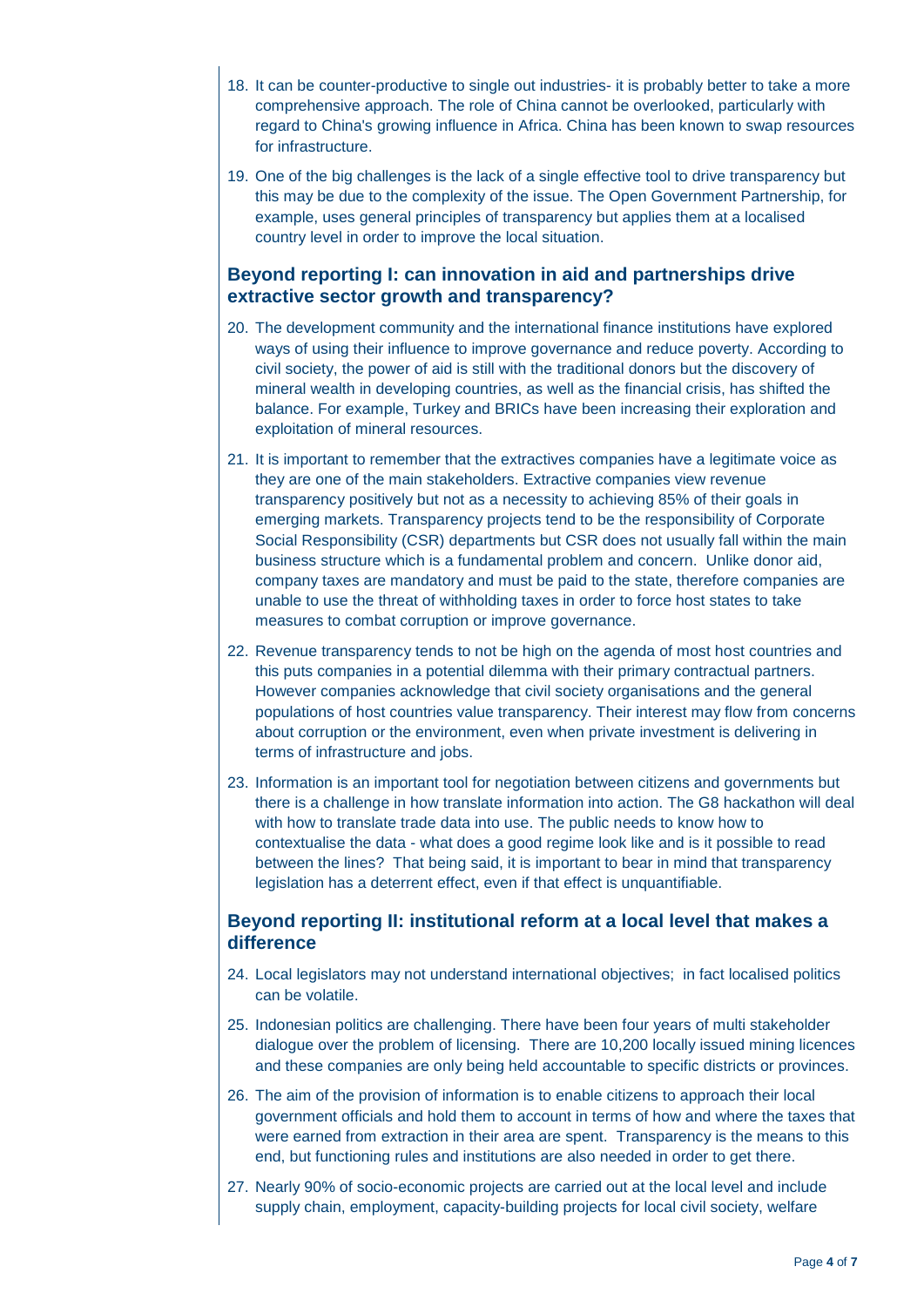18. It can be counter-productive to single out industries- it is probably better to take a more comprehensive approach. The role of China cannot be overlooked, particularly with regard to China's growing influence in Africa. China has been known to swap resources for infrastructure.

19. One of the big challenges is the lack of a single effective tool to drive transparency but this may be due to the complexity of the issue. The Open Government Partnership, for example, uses general principles of transparency but applies them at a localised country level in order to improve the local situation.

## Beyond reporting I: can innovation in aid and partnerships drive extractive sector growth and transparency?

20. The development community and the international finance institutions have explored ways of using their influence to improve governance and reduce poverty. According to civil society, the power of aid is still with the traditional donors but the discovery of mineral wealth in developing countries, as well as the financial crisis, has shifted the balance. For example, Turkey and BRICs have been increasing their exploration and exploitation of mineral resources.

21. It is important to remember that the extractives companies have a legitimate voice as they are one of the main stakeholders. Extractive companies view revenue transparency positively but not as a necessity to achieving 85% of their goals in emerging markets. Transparency projects tend to be the responsibility of Corporate Social Responsibility (CSR) departments but CSR does not usually fall within the main business structure which is a fundamental problem and concern. Unlike donor aid, company taxes are mandatory and must be paid to the state, therefore companies are unable to use the threat of withholding taxes in order to force host states to take measures to combat corruption or improve governance.

22. Revenue transparency tends to not be high on the agenda of most host countries and this puts companies in a potential dilemma with their primary contractual partners. However companies acknowledge that civil society organisations and the general populations of host countries value transparency. Their interest may flow from concerns about corruption or the environment, even when private investment is delivering in terms of infrastructure and jobs.

23. Information is an important tool for negotiation between citizens and governments but there is a challenge in how translate information into action. The G8 hackathon will deal with how to translate trade data into use. The public needs to know how to contextualise the data - what does a good regime look like and is it possible to read between the lines? That being said, it is important to bear in mind that transparency legislation has a deterrent effect, even if that effect is unquantifiable.

## Beyond reporting II: institutional reform at a local level that makes a difference

24. Local legislators may not understand international objectives; in fact localised politics can be volatile.

25. Indonesian politics are challenging. There have been four years of multi stakeholder dialogue over the problem of licensing. There are 10,200 locally issued mining licences and these companies are only being held accountable to specific districts or provinces.

26. The aim of the provision of information is to enable citizens to approach their local government officials and hold them to account in terms of how and where the taxes that were earned from extraction in their area are spent. Transparency is the means to this end, but functioning rules and institutions are also needed in order to get there.

27. Nearly 90% of socio-economic projects are carried out at the local level and include supply chain, employment, capacity-building projects for local civil society, welfare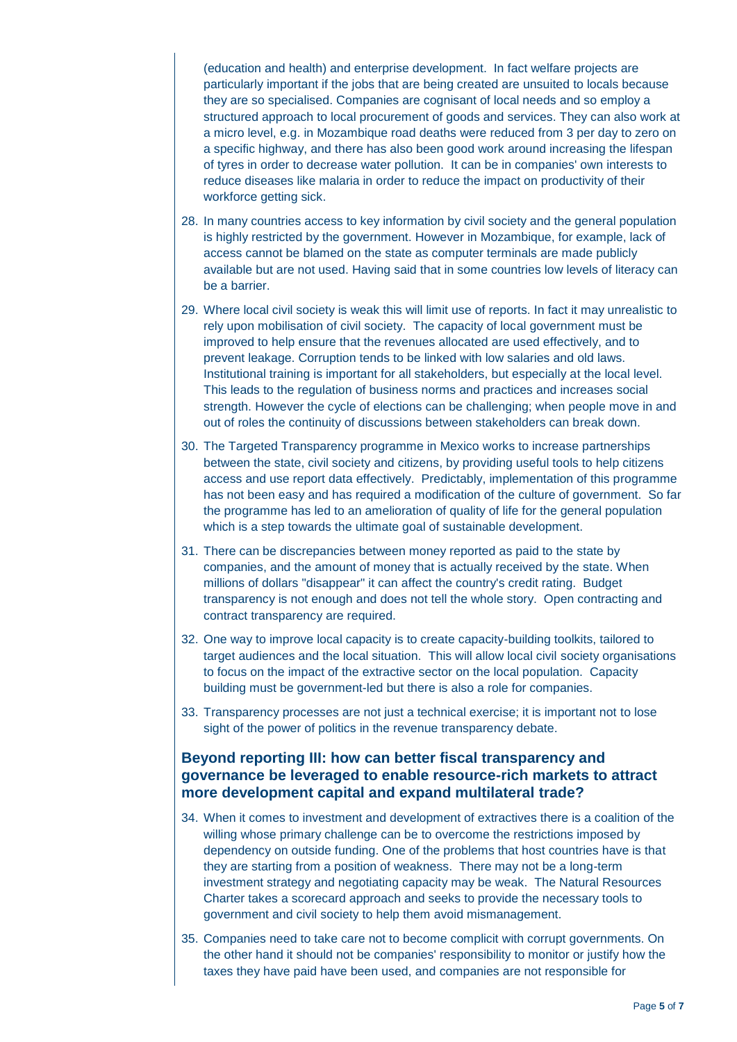(education and health) and enterprise development. In fact welfare projects are particularly important if the jobs that are being created are unsuited to locals because they are so specialised. Companies are cognisant of local needs and so employ a structured approach to local procurement of goods and services. They can also work at a micro level, e.g. in Mozambique road deaths were reduced from 3 per day to zero on a specific highway, and there has also been good work around increasing the lifespan of tyres in order to decrease water pollution. It can be in companies' own interests to reduce diseases like malaria in order to reduce the impact on productivity of their workforce getting sick.

28. In many countries access to key information by civil society and the general population is highly restricted by the government. However in Mozambique, for example, lack of access cannot be blamed on the state as computer terminals are made publicly available but are not used. Having said that in some countries low levels of literacy can be a barrier.

29. Where local civil society is weak this will limit use of reports. In fact it may unrealistic to rely upon mobilisation of civil society. The capacity of local government must be improved to help ensure that the revenues allocated are used effectively, and to prevent leakage. Corruption tends to be linked with low salaries and old laws. Institutional training is important for all stakeholders, but especially at the local level. This leads to the regulation of business norms and practices and increases social strength. However the cycle of elections can be challenging; when people move in and out of roles the continuity of discussions between stakeholders can break down.

30. The Targeted Transparency programme in Mexico works to increase partnerships between the state, civil society and citizens, by providing useful tools to help citizens access and use report data effectively. Predictably, implementation of this programme has not been easy and has required a modification of the culture of government. So far the programme has led to an amelioration of quality of life for the general population which is a step towards the ultimate goal of sustainable development.

31. There can be discrepancies between money reported as paid to the state by companies, and the amount of money that is actually received by the state. When millions of dollars "disappear" it can affect the country's credit rating. Budget transparency is not enough and does not tell the whole story. Open contracting and contract transparency are required.

32. One way to improve local capacity is to create capacity-building toolkits, tailored to target audiences and the local situation. This will allow local civil society organisations to focus on the impact of the extractive sector on the local population. Capacity building must be government-led but there is also a role for companies.

33. Transparency processes are not just a technical exercise; it is important not to lose sight of the power of politics in the revenue transparency debate.

## Beyond reporting III: how can better fiscal transparency and governance be leveraged to enable resource-rich markets to attract more development capital and expand multilateral trade?

34. When it comes to investment and development of extractives there is a coalition of the willing whose primary challenge can be to overcome the restrictions imposed by dependency on outside funding. One of the problems that host countries have is that they are starting from a position of weakness. There may not be a long-term investment strategy and negotiating capacity may be weak. The Natural Resources Charter takes a scorecard approach and seeks to provide the necessary tools to government and civil society to help them avoid mismanagement.

35. Companies need to take care not to become complicit with corrupt governments. On the other hand it should not be companies' responsibility to monitor or justify how the taxes they have paid have been used, and companies are not responsible for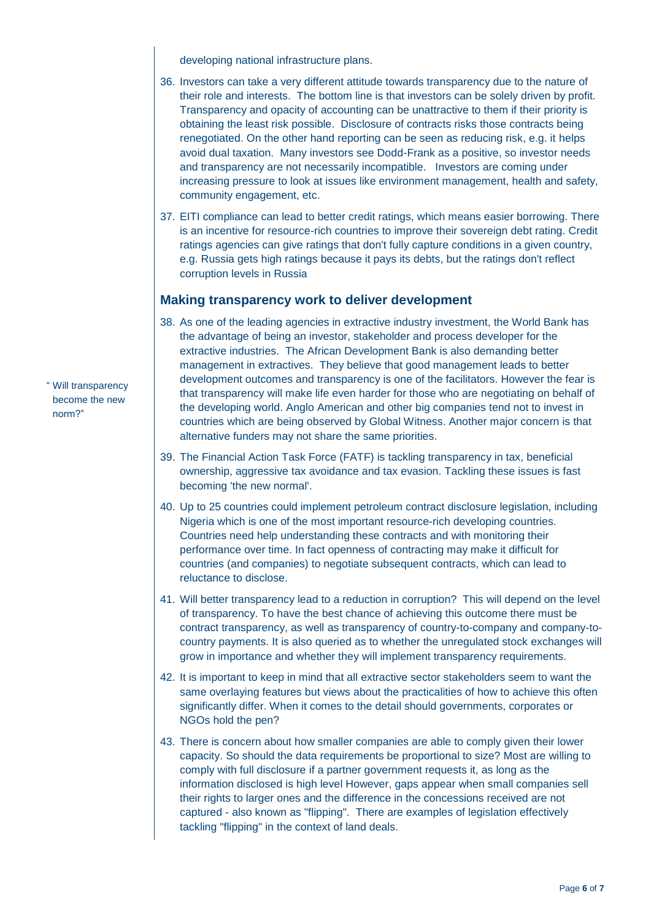developing national infrastructure plans.

36. Investors can take a very different attitude towards transparency due to the nature of their role and interests. The bottom line is that investors can be solely driven by profit. Transparency and opacity of accounting can be unattractive to them if their priority is obtaining the least risk possible. Disclosure of contracts risks those contracts being renegotiated. On the other hand reporting can be seen as reducing risk, e.g. it helps avoid dual taxation. Many investors see Dodd-Frank as a positive, so investor needs and transparency are not necessarily incompatible. Investors are coming under increasing pressure to look at issues like environment management, health and safety, community engagement, etc.

37. EITI compliance can lead to better credit ratings, which means easier borrowing. There is an incentive for resource-rich countries to improve their sovereign debt rating. Credit ratings agencies can give ratings that don't fully capture conditions in a given country, e.g. Russia gets high ratings because it pays its debts, but the ratings don't reflect corruption levels in Russia

## Making transparency work to deliver development

" Will transparency become the new norm?"

38. As one of the leading agencies in extractive industry investment, the World Bank has the advantage of being an investor, stakeholder and process developer for the extractive industries. The African Development Bank is also demanding better management in extractives. They believe that good management leads to better development outcomes and transparency is one of the facilitators. However the fear is that transparency will make life even harder for those who are negotiating on behalf of the developing world. Anglo American and other big companies tend not to invest in countries which are being observed by Global Witness. Another major concern is that alternative funders may not share the same priorities.

39. The Financial Action Task Force (FATF) is tackling transparency in tax, beneficial ownership, aggressive tax avoidance and tax evasion. Tackling these issues is fast becoming 'the new normal'.

40. Up to 25 countries could implement petroleum contract disclosure legislation, including Nigeria which is one of the most important resource-rich developing countries. Countries need help understanding these contracts and with monitoring their performance over time. In fact openness of contracting may make it difficult for countries (and companies) to negotiate subsequent contracts, which can lead to reluctance to disclose.

41. Will better transparency lead to a reduction in corruption? This will depend on the level of transparency. To have the best chance of achieving this outcome there must be contract transparency, as well as transparency of country-to-company and company-to-country payments. It is also queried as to whether the unregulated stock exchanges will grow in importance and whether they will implement transparency requirements.

42. It is important to keep in mind that all extractive sector stakeholders seem to want the same overlaying features but views about the practicalities of how to achieve this often significantly differ. When it comes to the detail should governments, corporates or NGOs hold the pen?

43. There is concern about how smaller companies are able to comply given their lower capacity. So should the data requirements be proportional to size? Most are willing to comply with full disclosure if a partner government requests it, as long as the information disclosed is high level However, gaps appear when small companies sell their rights to larger ones and the difference in the concessions received are not captured - also known as "flipping". There are examples of legislation effectively tackling "flipping" in the context of land deals.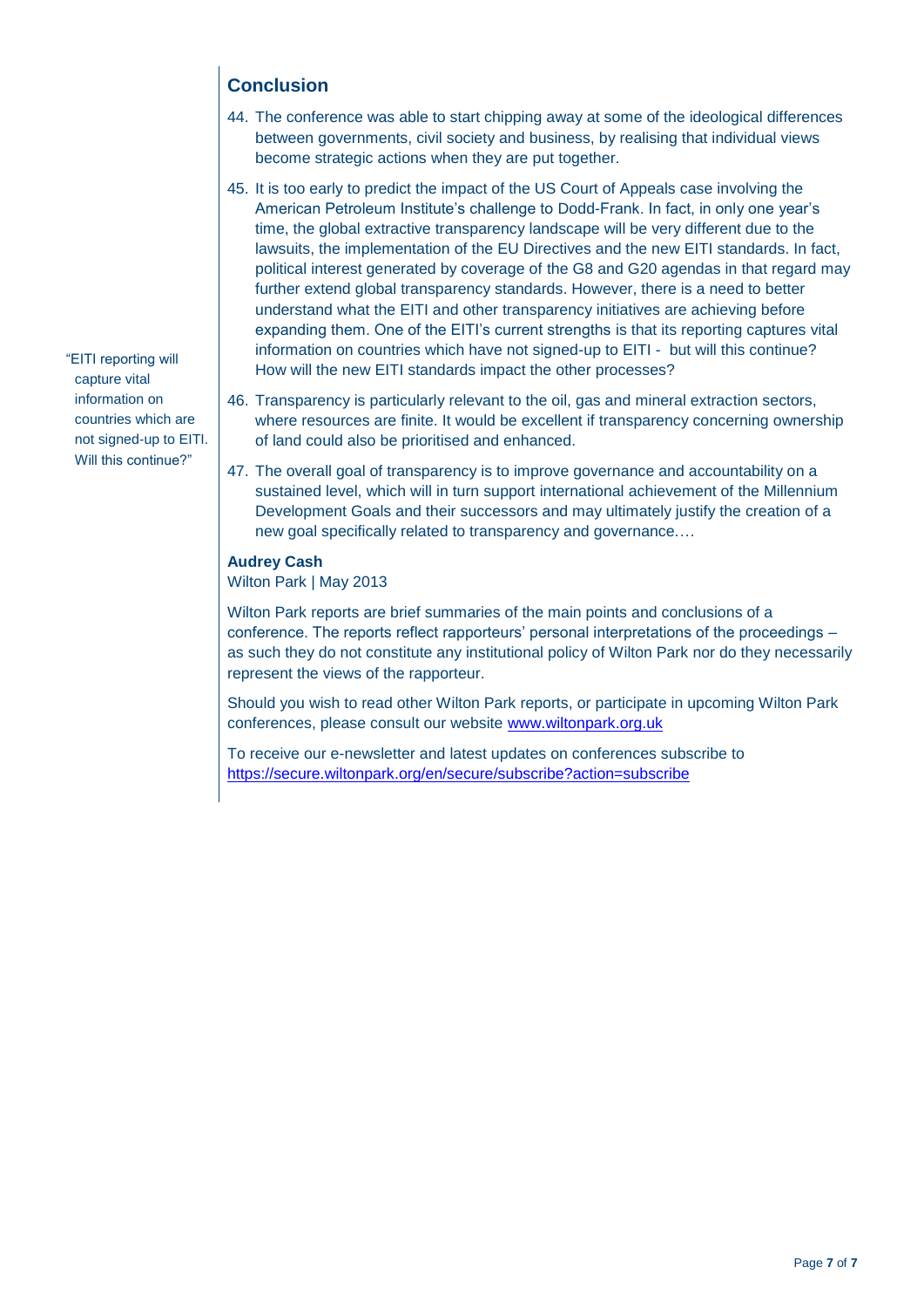## Conclusion

44. The conference was able to start chipping away at some of the ideological differences between governments, civil society and business, by realising that individual views become strategic actions when they are put together.

45. It is too early to predict the impact of the US Court of Appeals case involving the American Petroleum Institute's challenge to Dodd-Frank. In fact, in only one year's time, the global extractive transparency landscape will be very different due to the lawsuits, the implementation of the EU Directives and the new EITI standards. In fact, political interest generated by coverage of the G8 and G20 agendas in that regard may further extend global transparency standards. However, there is a need to better understand what the EITI and other transparency initiatives are achieving before expanding them. One of the EITI's current strengths is that its reporting captures vital information on countries which have not signed-up to EITI - but will this continue? How will the new EITI standards impact the other processes?

"EITI reporting will capture vital information on countries which are not signed-up to EITI. Will this continue?"

46. Transparency is particularly relevant to the oil, gas and mineral extraction sectors, where resources are finite. It would be excellent if transparency concerning ownership of land could also be prioritised and enhanced.

47. The overall goal of transparency is to improve governance and accountability on a sustained level, which will in turn support international achievement of the Millennium Development Goals and their successors and may ultimately justify the creation of a new goal specifically related to transparency and governance.…

**Audrey Cash**
Wilton Park | May 2013

Wilton Park reports are brief summaries of the main points and conclusions of a conference. The reports reflect rapporteurs' personal interpretations of the proceedings – as such they do not constitute any institutional policy of Wilton Park nor do they necessarily represent the views of the rapporteur.

Should you wish to read other Wilton Park reports, or participate in upcoming Wilton Park conferences, please consult our website www.wiltonpark.org.uk

To receive our e-newsletter and latest updates on conferences subscribe to https://secure.wiltonpark.org/en/secure/subscribe?action=subscribe